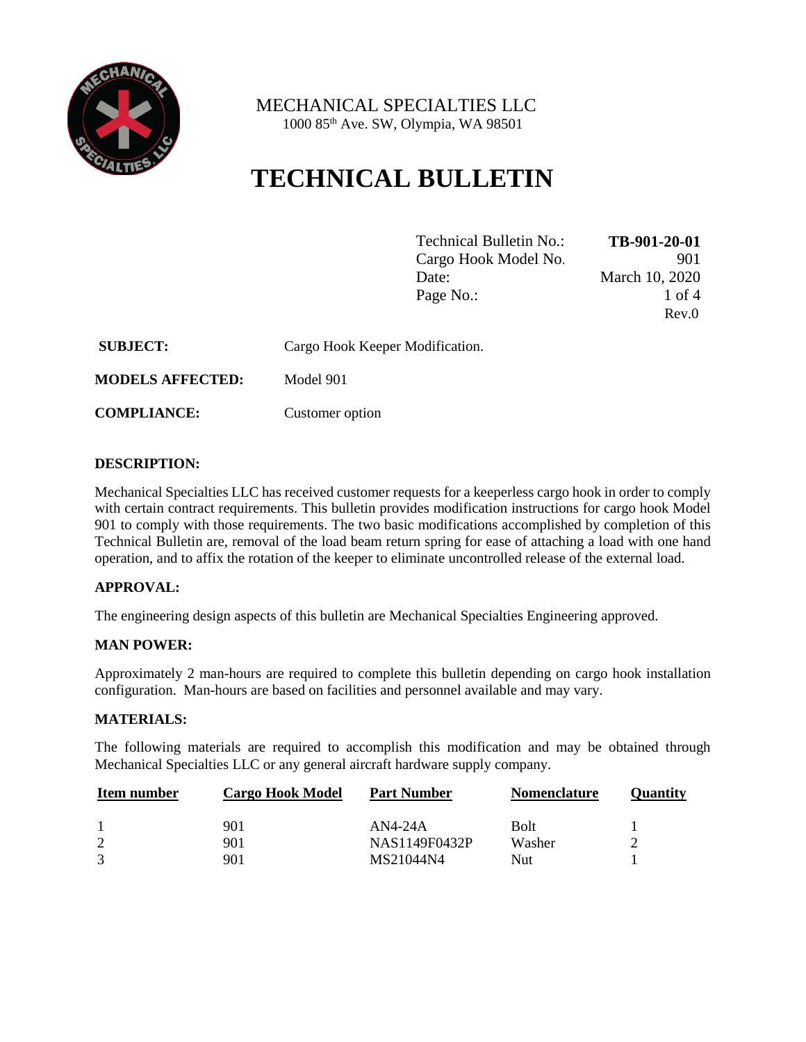MECHANICAL SPECIALTIES LLC
1000 85th Ave. SW, Olympia, WA 98501

# TECHNICAL BULLETIN

| | |
|---|---|
| Technical Bulletin No.: | **TB-901-20-01** |
| Cargo Hook Model No. | 901 |
| Date: | March 10, 2020 |
| Page No.: | 1 of 4 |
| | Rev.0 |

**SUBJECT:** Cargo Hook Keeper Modification.

**MODELS AFFECTED:** Model 901

**COMPLIANCE:** Customer option

**DESCRIPTION:**

Mechanical Specialties LLC has received customer requests for a keeperless cargo hook in order to comply with certain contract requirements. This bulletin provides modification instructions for cargo hook Model 901 to comply with those requirements. The two basic modifications accomplished by completion of this Technical Bulletin are, removal of the load beam return spring for ease of attaching a load with one hand operation, and to affix the rotation of the keeper to eliminate uncontrolled release of the external load.

**APPROVAL:**

The engineering design aspects of this bulletin are Mechanical Specialties Engineering approved.

**MAN POWER:**

Approximately 2 man-hours are required to complete this bulletin depending on cargo hook installation configuration. Man-hours are based on facilities and personnel available and may vary.

**MATERIALS:**

The following materials are required to accomplish this modification and may be obtained through Mechanical Specialties LLC or any general aircraft hardware supply company.

| Item number | Cargo Hook Model | Part Number | Nomenclature | Quantity |
|---|---|---|---|---|
| 1 | 901 | AN4-24A | Bolt | 1 |
| 2 | 901 | NAS1149F0432P | Washer | 2 |
| 3 | 901 | MS21044N4 | Nut | 1 |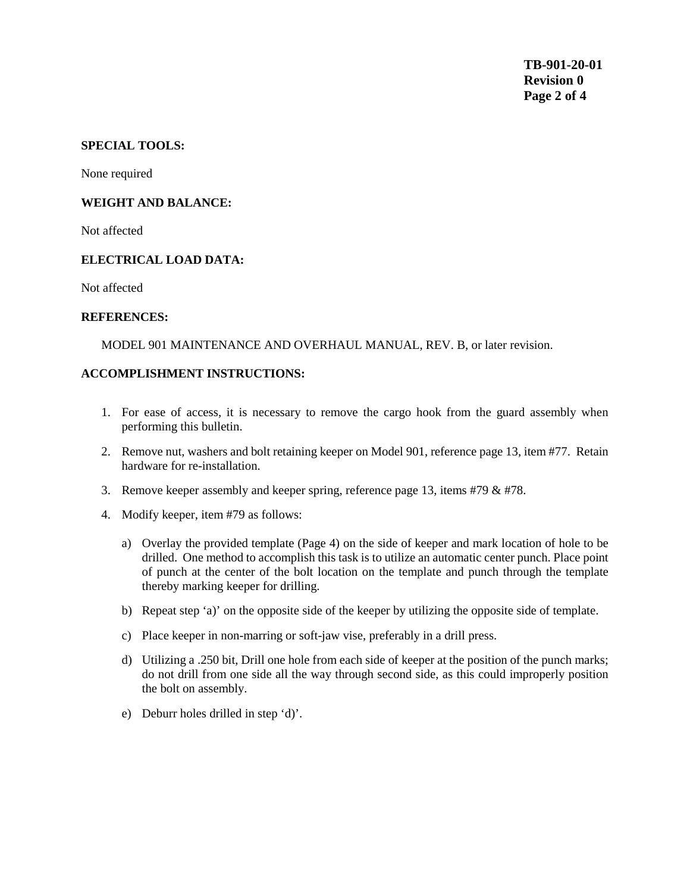**SPECIAL TOOLS:**

None required

**WEIGHT AND BALANCE:**

Not affected

**ELECTRICAL LOAD DATA:**

Not affected

**REFERENCES:**

MODEL 901 MAINTENANCE AND OVERHAUL MANUAL, REV. B, or later revision.

**ACCOMPLISHMENT INSTRUCTIONS:**

1. For ease of access, it is necessary to remove the cargo hook from the guard assembly when performing this bulletin.
2. Remove nut, washers and bolt retaining keeper on Model 901, reference page 13, item #77. Retain hardware for re-installation.
3. Remove keeper assembly and keeper spring, reference page 13, items #79 & #78.
4. Modify keeper, item #79 as follows:
   a) Overlay the provided template (Page 4) on the side of keeper and mark location of hole to be drilled. One method to accomplish this task is to utilize an automatic center punch. Place point of punch at the center of the bolt location on the template and punch through the template thereby marking keeper for drilling.
   b) Repeat step 'a)' on the opposite side of the keeper by utilizing the opposite side of template.
   c) Place keeper in non-marring or soft-jaw vise, preferably in a drill press.
   d) Utilizing a .250 bit, Drill one hole from each side of keeper at the position of the punch marks; do not drill from one side all the way through second side, as this could improperly position the bolt on assembly.
   e) Deburr holes drilled in step 'd)'.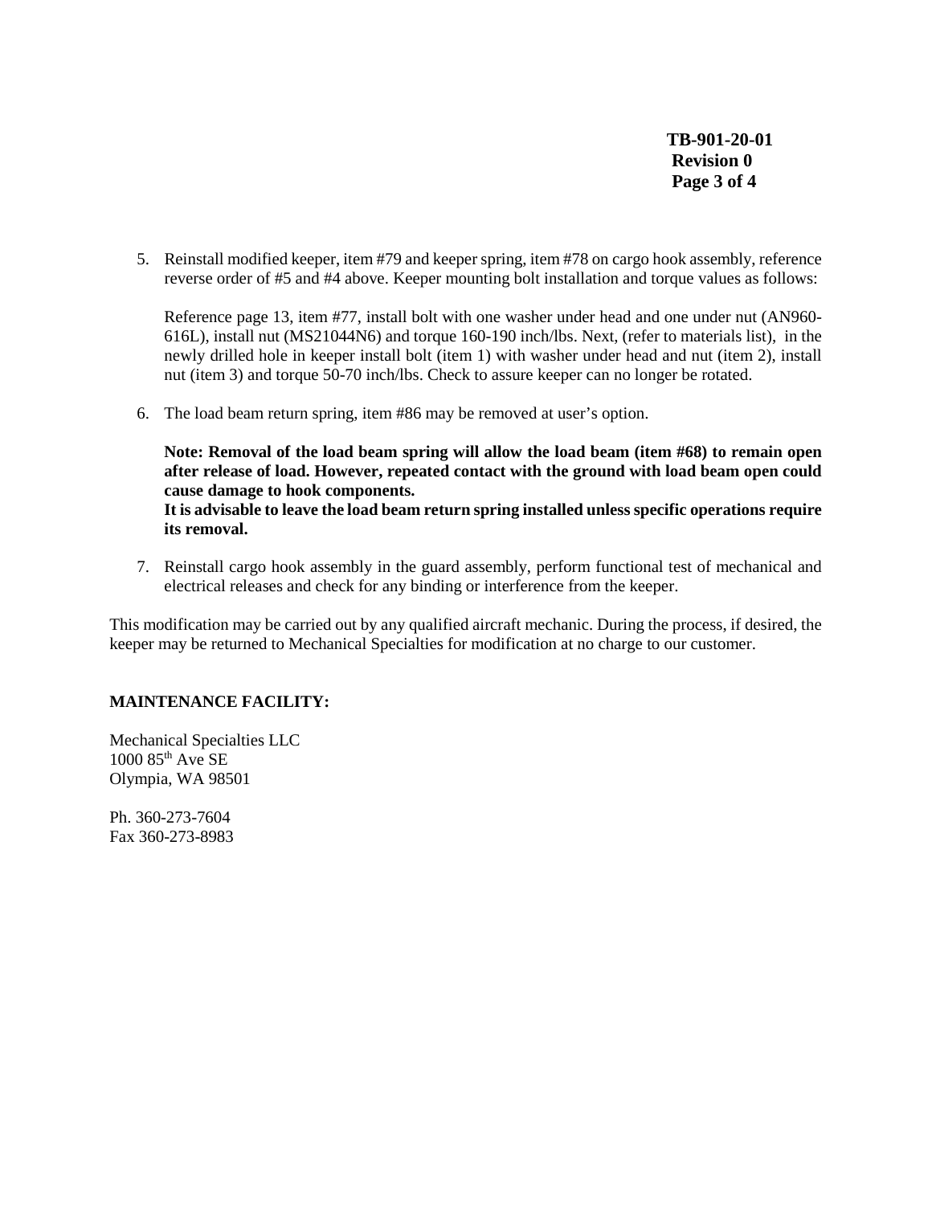5. Reinstall modified keeper, item #79 and keeper spring, item #78 on cargo hook assembly, reference reverse order of #5 and #4 above. Keeper mounting bolt installation and torque values as follows:

   Reference page 13, item #77, install bolt with one washer under head and one under nut (AN960-616L), install nut (MS21044N6) and torque 160-190 inch/lbs. Next, (refer to materials list), in the newly drilled hole in keeper install bolt (item 1) with washer under head and nut (item 2), install nut (item 3) and torque 50-70 inch/lbs. Check to assure keeper can no longer be rotated.

6. The load beam return spring, item #86 may be removed at user's option.

   **Note: Removal of the load beam spring will allow the load beam (item #68) to remain open after release of load. However, repeated contact with the ground with load beam open could cause damage to hook components.**
   **It is advisable to leave the load beam return spring installed unless specific operations require its removal.**

7. Reinstall cargo hook assembly in the guard assembly, perform functional test of mechanical and electrical releases and check for any binding or interference from the keeper.

This modification may be carried out by any qualified aircraft mechanic. During the process, if desired, the keeper may be returned to Mechanical Specialties for modification at no charge to our customer.

**MAINTENANCE FACILITY:**

Mechanical Specialties LLC
1000 85th Ave SE
Olympia, WA 98501

Ph. 360-273-7604
Fax 360-273-8983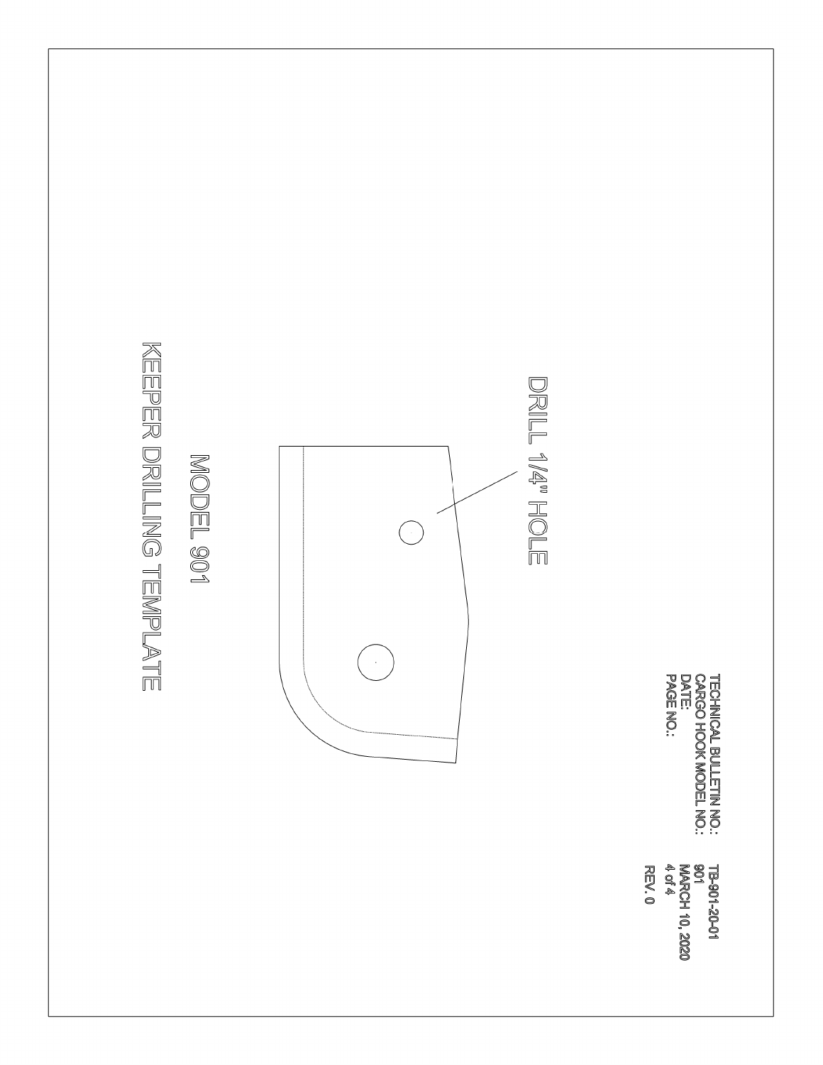TECHNICAL BULLETIN NO.: TB-901-20-01
CARGO HOOK MODEL NO.: 901
DATE: MARCH 10, 2020
PAGE NO.: 4 of 4
REV. 0

DRILL 1/4" HOLE

MODEL 901

KEEPER DRILLING TEMPLATE